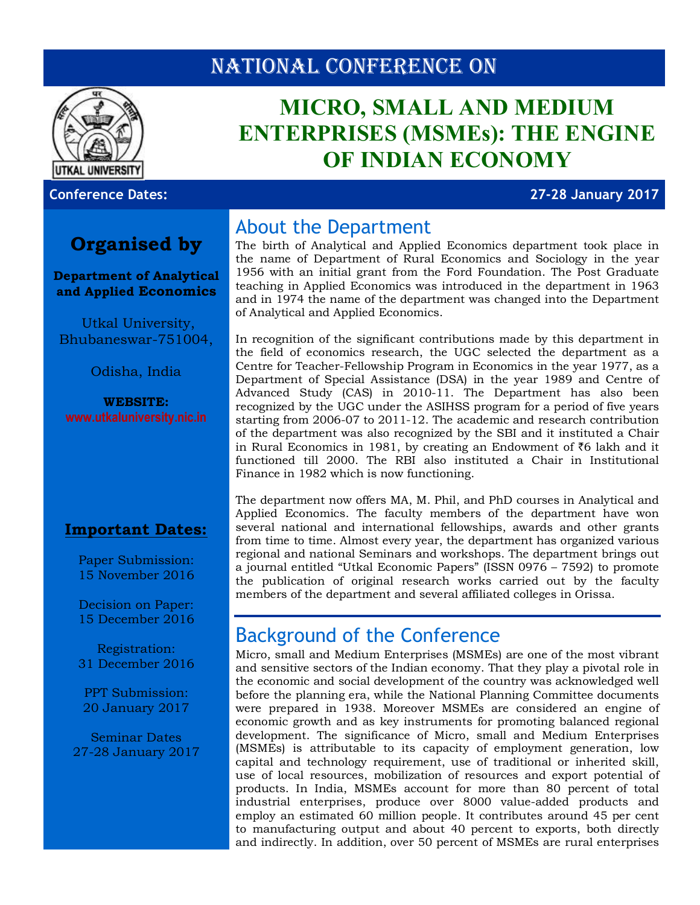# NATIONAL CONFERENCE ON

# MICRO, SMALL AND MEDIUM ENTERPRISES (MSMEs): THE ENGINE OF INDIAN ECONOMY

**Conference Dates:** **27-28 January 2017**

## Organised by

**Department of Analytical and Applied Economics**

Utkal University,
Bhubaneswar-751004,

Odisha, India

**WEBSITE:**
www.utkaluniversity.nic.in

### Important Dates:

Paper Submission:
15 November 2016

Decision on Paper:
15 December 2016

Registration:
31 December 2016

PPT Submission:
20 January 2017

Seminar Dates
27-28 January 2017

## About the Department

The birth of Analytical and Applied Economics department took place in the name of Department of Rural Economics and Sociology in the year 1956 with an initial grant from the Ford Foundation. The Post Graduate teaching in Applied Economics was introduced in the department in 1963 and in 1974 the name of the department was changed into the Department of Analytical and Applied Economics.

In recognition of the significant contributions made by this department in the field of economics research, the UGC selected the department as a Centre for Teacher-Fellowship Program in Economics in the year 1977, as a Department of Special Assistance (DSA) in the year 1989 and Centre of Advanced Study (CAS) in 2010-11. The Department has also been recognized by the UGC under the ASIHSS program for a period of five years starting from 2006-07 to 2011-12. The academic and research contribution of the department was also recognized by the SBI and it instituted a Chair in Rural Economics in 1981, by creating an Endowment of ₹6 lakh and it functioned till 2000. The RBI also instituted a Chair in Institutional Finance in 1982 which is now functioning.

The department now offers MA, M. Phil, and PhD courses in Analytical and Applied Economics. The faculty members of the department have won several national and international fellowships, awards and other grants from time to time. Almost every year, the department has organized various regional and national Seminars and workshops. The department brings out a journal entitled “Utkal Economic Papers” (ISSN 0976 – 7592) to promote the publication of original research works carried out by the faculty members of the department and several affiliated colleges in Orissa.

## Background of the Conference

Micro, small and Medium Enterprises (MSMEs) are one of the most vibrant and sensitive sectors of the Indian economy. That they play a pivotal role in the economic and social development of the country was acknowledged well before the planning era, while the National Planning Committee documents were prepared in 1938. Moreover MSMEs are considered an engine of economic growth and as key instruments for promoting balanced regional development. The significance of Micro, small and Medium Enterprises (MSMEs) is attributable to its capacity of employment generation, low capital and technology requirement, use of traditional or inherited skill, use of local resources, mobilization of resources and export potential of products. In India, MSMEs account for more than 80 percent of total industrial enterprises, produce over 8000 value-added products and employ an estimated 60 million people. It contributes around 45 per cent to manufacturing output and about 40 percent to exports, both directly and indirectly. In addition, over 50 percent of MSMEs are rural enterprises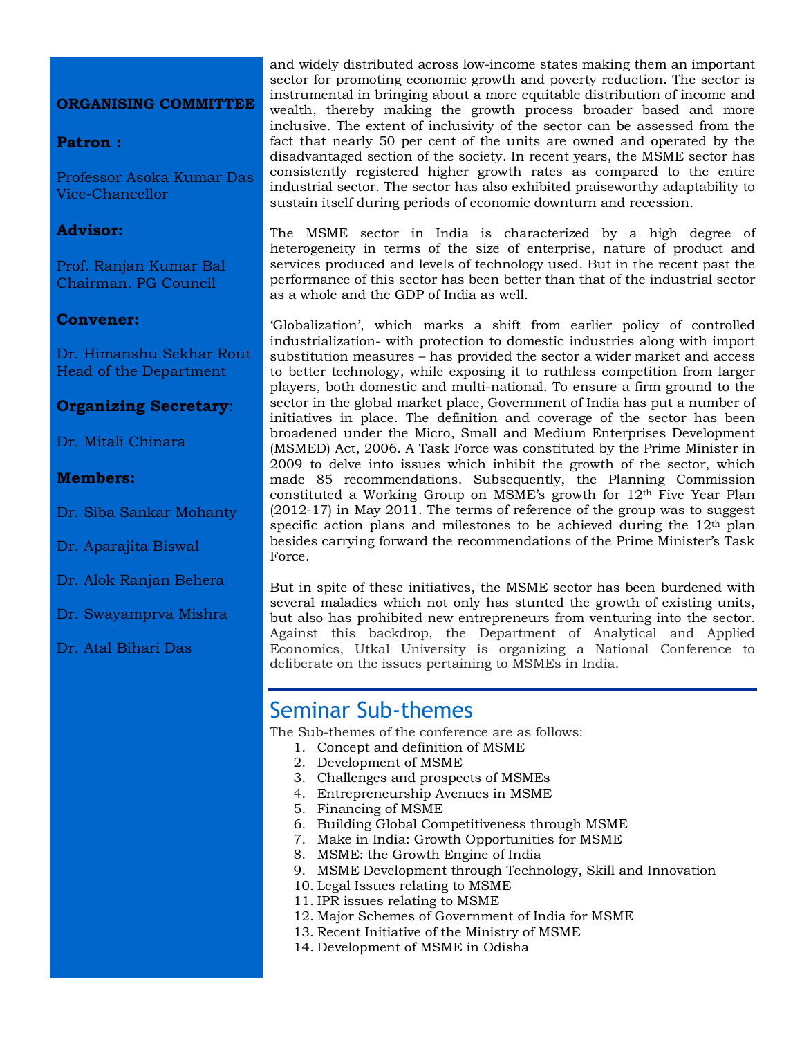**ORGANISING COMMITTEE**

**Patron :**

Professor Asoka Kumar Das
Vice-Chancellor

**Advisor:**

Prof. Ranjan Kumar Bal
Chairman. PG Council

**Convener:**

Dr. Himanshu Sekhar Rout
Head of the Department

**Organizing Secretary**:

Dr. Mitali Chinara

**Members:**

Dr. Siba Sankar Mohanty

Dr. Aparajita Biswal

Dr. Alok Ranjan Behera

Dr. Swayamprva Mishra

Dr. Atal Bihari Das

and widely distributed across low-income states making them an important sector for promoting economic growth and poverty reduction. The sector is instrumental in bringing about a more equitable distribution of income and wealth, thereby making the growth process broader based and more inclusive. The extent of inclusivity of the sector can be assessed from the fact that nearly 50 per cent of the units are owned and operated by the disadvantaged section of the society. In recent years, the MSME sector has consistently registered higher growth rates as compared to the entire industrial sector. The sector has also exhibited praiseworthy adaptability to sustain itself during periods of economic downturn and recession.

The MSME sector in India is characterized by a high degree of heterogeneity in terms of the size of enterprise, nature of product and services produced and levels of technology used. But in the recent past the performance of this sector has been better than that of the industrial sector as a whole and the GDP of India as well.

'Globalization', which marks a shift from earlier policy of controlled industrialization- with protection to domestic industries along with import substitution measures – has provided the sector a wider market and access to better technology, while exposing it to ruthless competition from larger players, both domestic and multi-national. To ensure a firm ground to the sector in the global market place, Government of India has put a number of initiatives in place. The definition and coverage of the sector has been broadened under the Micro, Small and Medium Enterprises Development (MSMED) Act, 2006. A Task Force was constituted by the Prime Minister in 2009 to delve into issues which inhibit the growth of the sector, which made 85 recommendations. Subsequently, the Planning Commission constituted a Working Group on MSME's growth for 12th Five Year Plan (2012-17) in May 2011. The terms of reference of the group was to suggest specific action plans and milestones to be achieved during the 12th plan besides carrying forward the recommendations of the Prime Minister's Task Force.

But in spite of these initiatives, the MSME sector has been burdened with several maladies which not only has stunted the growth of existing units, but also has prohibited new entrepreneurs from venturing into the sector. Against this backdrop, the Department of Analytical and Applied Economics, Utkal University is organizing a National Conference to deliberate on the issues pertaining to MSMEs in India.

## Seminar Sub-themes

The Sub-themes of the conference are as follows:

1. Concept and definition of MSME
2. Development of MSME
3. Challenges and prospects of MSMEs
4. Entrepreneurship Avenues in MSME
5. Financing of MSME
6. Building Global Competitiveness through MSME
7. Make in India: Growth Opportunities for MSME
8. MSME: the Growth Engine of India
9. MSME Development through Technology, Skill and Innovation
10. Legal Issues relating to MSME
11. IPR issues relating to MSME
12. Major Schemes of Government of India for MSME
13. Recent Initiative of the Ministry of MSME
14. Development of MSME in Odisha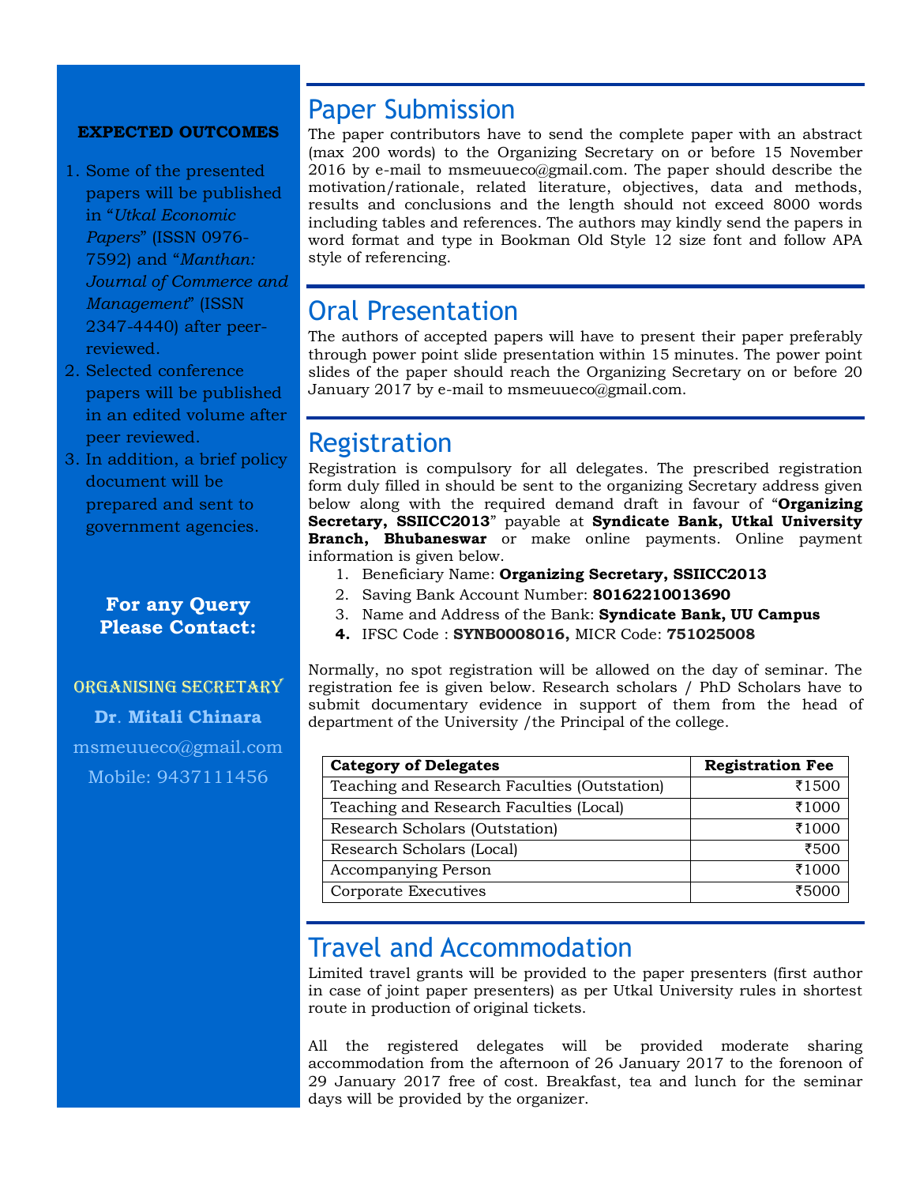**EXPECTED OUTCOMES**

1. Some of the presented papers will be published in "*Utkal Economic Papers*" (ISSN 0976-7592) and "*Manthan: Journal of Commerce and Management*" (ISSN 2347-4440) after peer-reviewed.
2. Selected conference papers will be published in an edited volume after peer reviewed.
3. In addition, a brief policy document will be prepared and sent to government agencies.

**For any Query Please Contact:**

ORGANISING SECRETARY

**Dr. Mitali Chinara**

msmeuueco@gmail.com

Mobile: 9437111456

## Paper Submission

The paper contributors have to send the complete paper with an abstract (max 200 words) to the Organizing Secretary on or before 15 November 2016 by e-mail to msmeuueco@gmail.com. The paper should describe the motivation/rationale, related literature, objectives, data and methods, results and conclusions and the length should not exceed 8000 words including tables and references. The authors may kindly send the papers in word format and type in Bookman Old Style 12 size font and follow APA style of referencing.

## Oral Presentation

The authors of accepted papers will have to present their paper preferably through power point slide presentation within 15 minutes. The power point slides of the paper should reach the Organizing Secretary on or before 20 January 2017 by e-mail to msmeuueco@gmail.com.

## Registration

Registration is compulsory for all delegates. The prescribed registration form duly filled in should be sent to the organizing Secretary address given below along with the required demand draft in favour of "**Organizing Secretary, SSIICC2013**" payable at **Syndicate Bank, Utkal University Branch, Bhubaneswar** or make online payments. Online payment information is given below.

1. Beneficiary Name: **Organizing Secretary, SSIICC2013**
2. Saving Bank Account Number: **80162210013690**
3. Name and Address of the Bank: **Syndicate Bank, UU Campus**
4. IFSC Code : **SYNB0008016,** MICR Code: **751025008**

Normally, no spot registration will be allowed on the day of seminar. The registration fee is given below. Research scholars / PhD Scholars have to submit documentary evidence in support of them from the head of department of the University /the Principal of the college.

| Category of Delegates | Registration Fee |
|---|---:|
| Teaching and Research Faculties (Outstation) | ₹1500 |
| Teaching and Research Faculties (Local) | ₹1000 |
| Research Scholars (Outstation) | ₹1000 |
| Research Scholars (Local) | ₹500 |
| Accompanying Person | ₹1000 |
| Corporate Executives | ₹5000 |

## Travel and Accommodation

Limited travel grants will be provided to the paper presenters (first author in case of joint paper presenters) as per Utkal University rules in shortest route in production of original tickets.

All the registered delegates will be provided moderate sharing accommodation from the afternoon of 26 January 2017 to the forenoon of 29 January 2017 free of cost. Breakfast, tea and lunch for the seminar days will be provided by the organizer.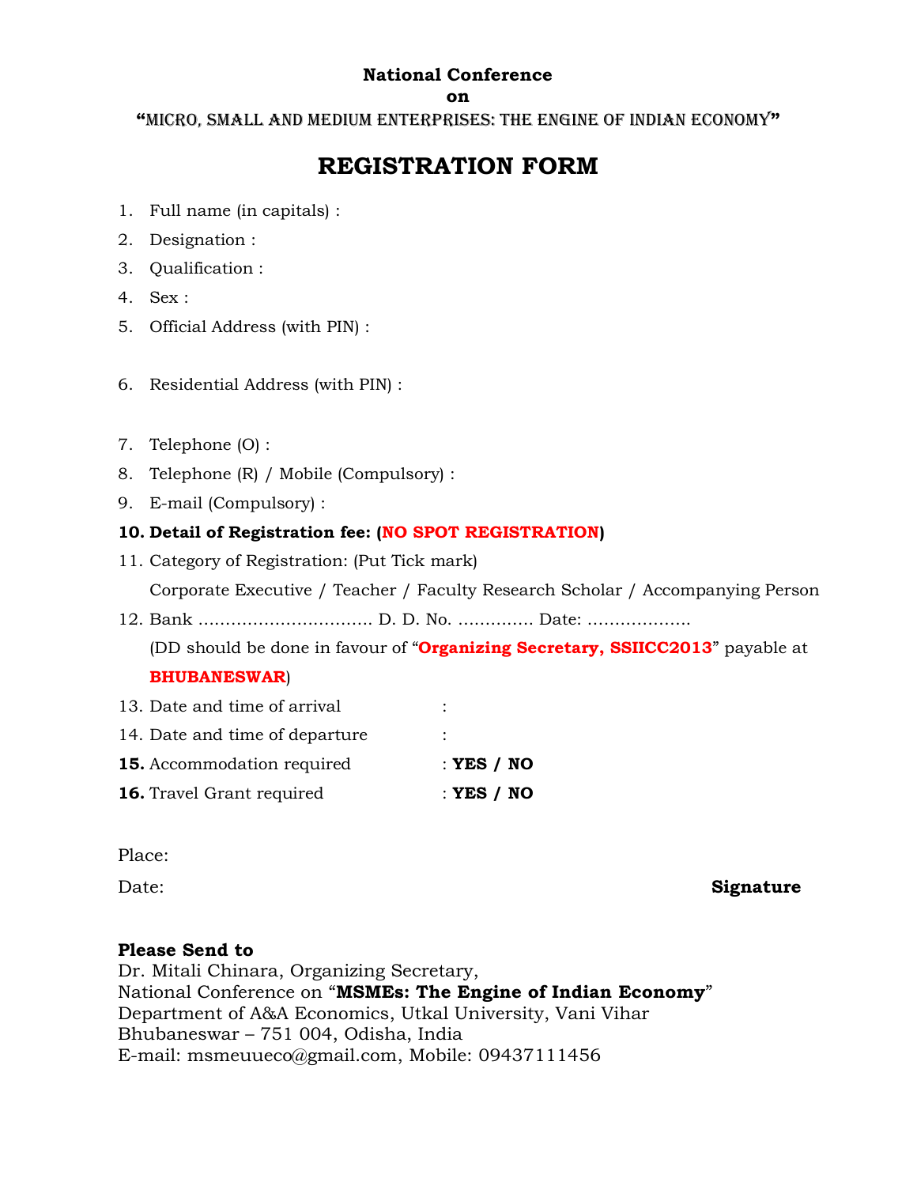**National Conference**

**on**

**"MICRO, SMALL AND MEDIUM ENTERPRISES: THE ENGINE OF INDIAN ECONOMY"**

# REGISTRATION FORM

1. Full name (in capitals) :
2. Designation :
3. Qualification :
4. Sex :
5. Official Address (with PIN) :

6. Residential Address (with PIN) :

7. Telephone (O) :
8. Telephone (R) / Mobile (Compulsory) :
9. E-mail (Compulsory) :
10. **Detail of Registration fee: (NO SPOT REGISTRATION)**
11. Category of Registration: (Put Tick mark)

    Corporate Executive / Teacher / Faculty Research Scholar / Accompanying Person

12. Bank ................................ D. D. No. ............. Date: ..................

    (DD should be done in favour of "**Organizing Secretary, SSIICC2013**" payable at **BHUBANESWAR**)

13. Date and time of arrival :
14. Date and time of departure :
15. Accommodation required : **YES / NO**
16. Travel Grant required : **YES / NO**

Place:

Date: **Signature**

**Please Send to**

Dr. Mitali Chinara, Organizing Secretary,
National Conference on "**MSMEs: The Engine of Indian Economy**"
Department of A&A Economics, Utkal University, Vani Vihar
Bhubaneswar – 751 004, Odisha, India
E-mail: msmeuueco@gmail.com, Mobile: 09437111456